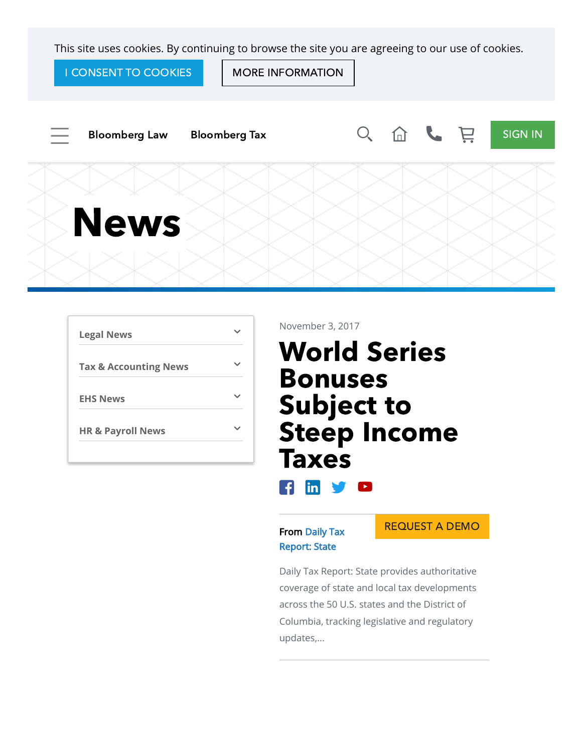This site uses cookies. By continuing to browse the site you are agreeing to our use of cookies.

I CONSENT TO COOKIES | MORE INFORMATION

Bloomberg Law | Bloomberg Tax | SIGN IN

# News

- Legal News
- Tax & Accounting News
- EHS News
- HR & Payroll News

November 3, 2017

## World Series Bonuses Subject to Steep Income Taxes

From Daily Tax Report: State

REQUEST A DEMO

Daily Tax Report: State provides authoritative coverage of state and local tax developments across the 50 U.S. states and the District of Columbia, tracking legislative and regulatory updates,...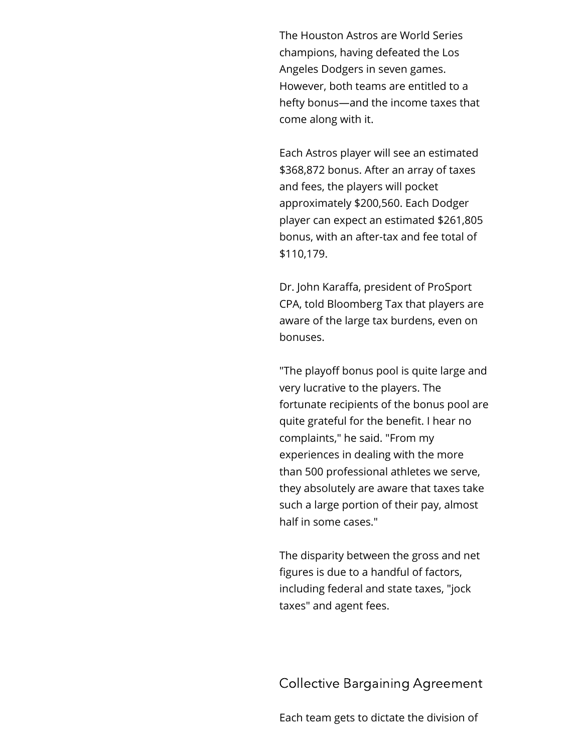The Houston Astros are World Series champions, having defeated the Los Angeles Dodgers in seven games. However, both teams are entitled to a hefty bonus—and the income taxes that come along with it.

Each Astros player will see an estimated $368,872 bonus. After an array of taxes and fees, the players will pocket approximately $200,560. Each Dodger player can expect an estimated $261,805 bonus, with an after-tax and fee total of $110,179.

Dr. John Karaffa, president of ProSport CPA, told Bloomberg Tax that players are aware of the large tax burdens, even on bonuses.

"The playoff bonus pool is quite large and very lucrative to the players. The fortunate recipients of the bonus pool are quite grateful for the benefit. I hear no complaints," he said. "From my experiences in dealing with the more than 500 professional athletes we serve, they absolutely are aware that taxes take such a large portion of their pay, almost half in some cases."

The disparity between the gross and net figures is due to a handful of factors, including federal and state taxes, "jock taxes" and agent fees.

## Collective Bargaining Agreement

Each team gets to dictate the division of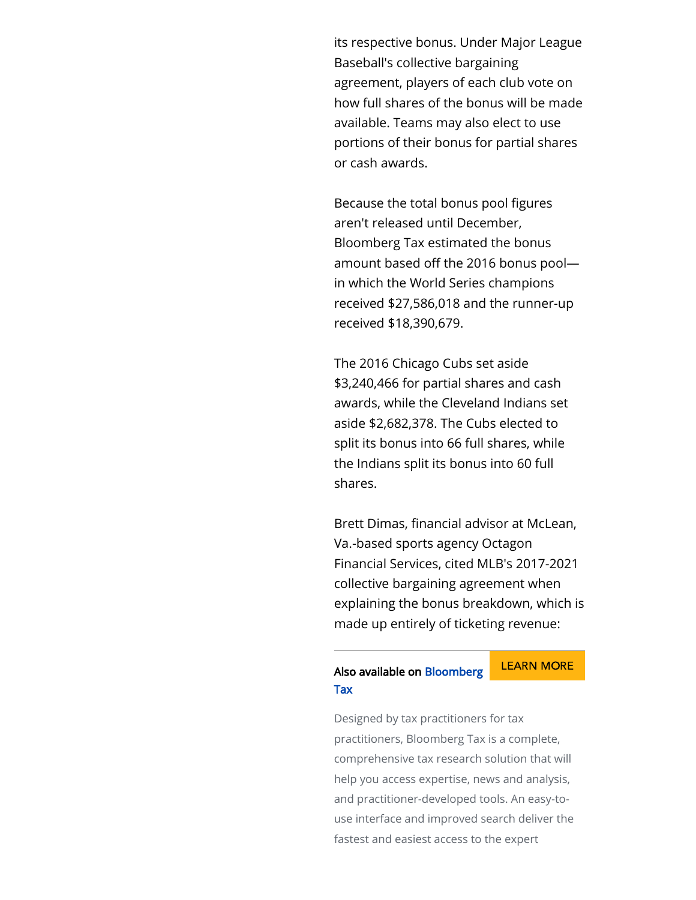its respective bonus. Under Major League Baseball's collective bargaining agreement, players of each club vote on how full shares of the bonus will be made available. Teams may also elect to use portions of their bonus for partial shares or cash awards.

Because the total bonus pool figures aren't released until December, Bloomberg Tax estimated the bonus amount based off the 2016 bonus pool—in which the World Series champions received $27,586,018 and the runner-up received $18,390,679.

The 2016 Chicago Cubs set aside $3,240,466 for partial shares and cash awards, while the Cleveland Indians set aside $2,682,378. The Cubs elected to split its bonus into 66 full shares, while the Indians split its bonus into 60 full shares.

Brett Dimas, financial advisor at McLean, Va.-based sports agency Octagon Financial Services, cited MLB's 2017-2021 collective bargaining agreement when explaining the bonus breakdown, which is made up entirely of ticketing revenue:

Also available on Bloomberg Tax

LEARN MORE

Designed by tax practitioners for tax practitioners, Bloomberg Tax is a complete, comprehensive tax research solution that will help you access expertise, news and analysis, and practitioner-developed tools. An easy-to-use interface and improved search deliver the fastest and easiest access to the expert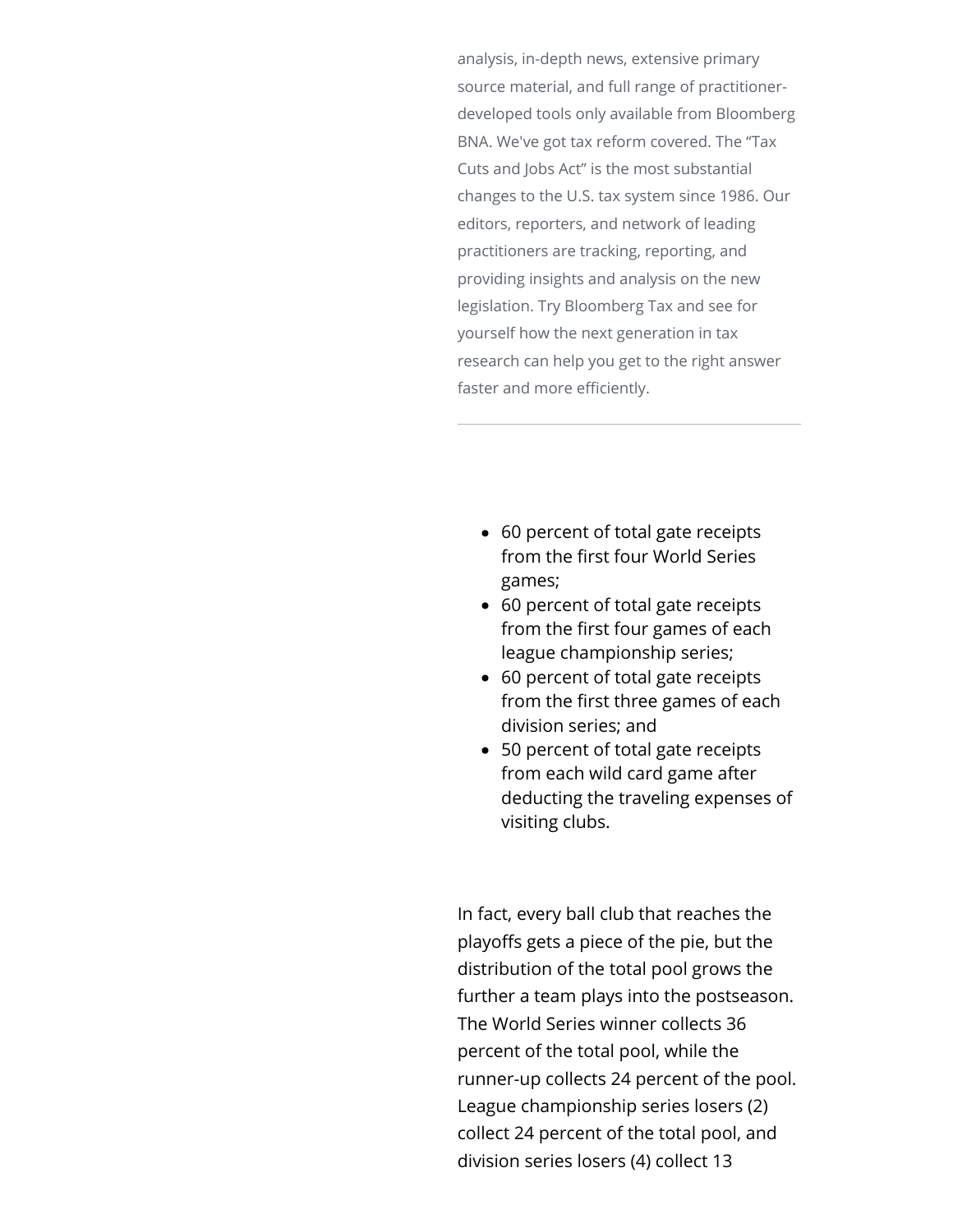analysis, in-depth news, extensive primary source material, and full range of practitioner-developed tools only available from Bloomberg BNA. We've got tax reform covered. The "Tax Cuts and Jobs Act" is the most substantial changes to the U.S. tax system since 1986. Our editors, reporters, and network of leading practitioners are tracking, reporting, and providing insights and analysis on the new legislation. Try Bloomberg Tax and see for yourself how the next generation in tax research can help you get to the right answer faster and more efficiently.

---

- 60 percent of total gate receipts from the first four World Series games;
- 60 percent of total gate receipts from the first four games of each league championship series;
- 60 percent of total gate receipts from the first three games of each division series; and
- 50 percent of total gate receipts from each wild card game after deducting the traveling expenses of visiting clubs.

In fact, every ball club that reaches the playoffs gets a piece of the pie, but the distribution of the total pool grows the further a team plays into the postseason. The World Series winner collects 36 percent of the total pool, while the runner-up collects 24 percent of the pool. League championship series losers (2) collect 24 percent of the total pool, and division series losers (4) collect 13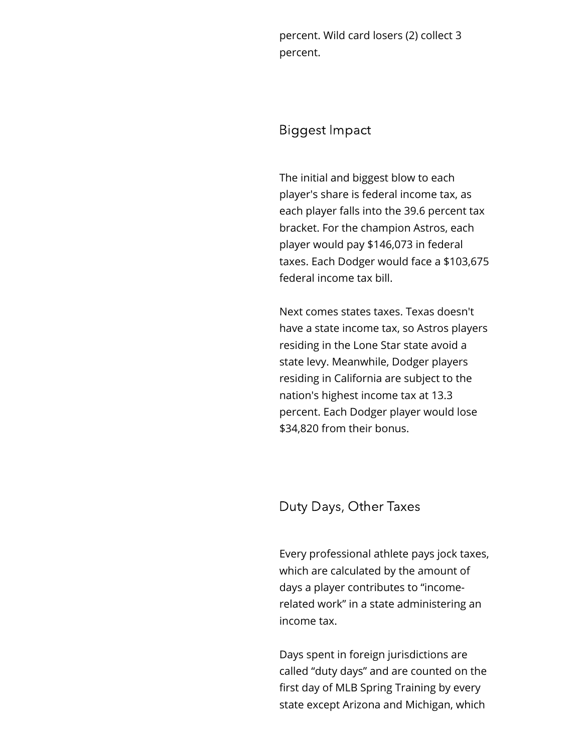percent. Wild card losers (2) collect 3 percent.

## Biggest Impact

The initial and biggest blow to each player's share is federal income tax, as each player falls into the 39.6 percent tax bracket. For the champion Astros, each player would pay $146,073 in federal taxes. Each Dodger would face a $103,675 federal income tax bill.

Next comes states taxes. Texas doesn't have a state income tax, so Astros players residing in the Lone Star state avoid a state levy. Meanwhile, Dodger players residing in California are subject to the nation's highest income tax at 13.3 percent. Each Dodger player would lose $34,820 from their bonus.

## Duty Days, Other Taxes

Every professional athlete pays jock taxes, which are calculated by the amount of days a player contributes to “income-related work” in a state administering an income tax.

Days spent in foreign jurisdictions are called “duty days” and are counted on the first day of MLB Spring Training by every state except Arizona and Michigan, which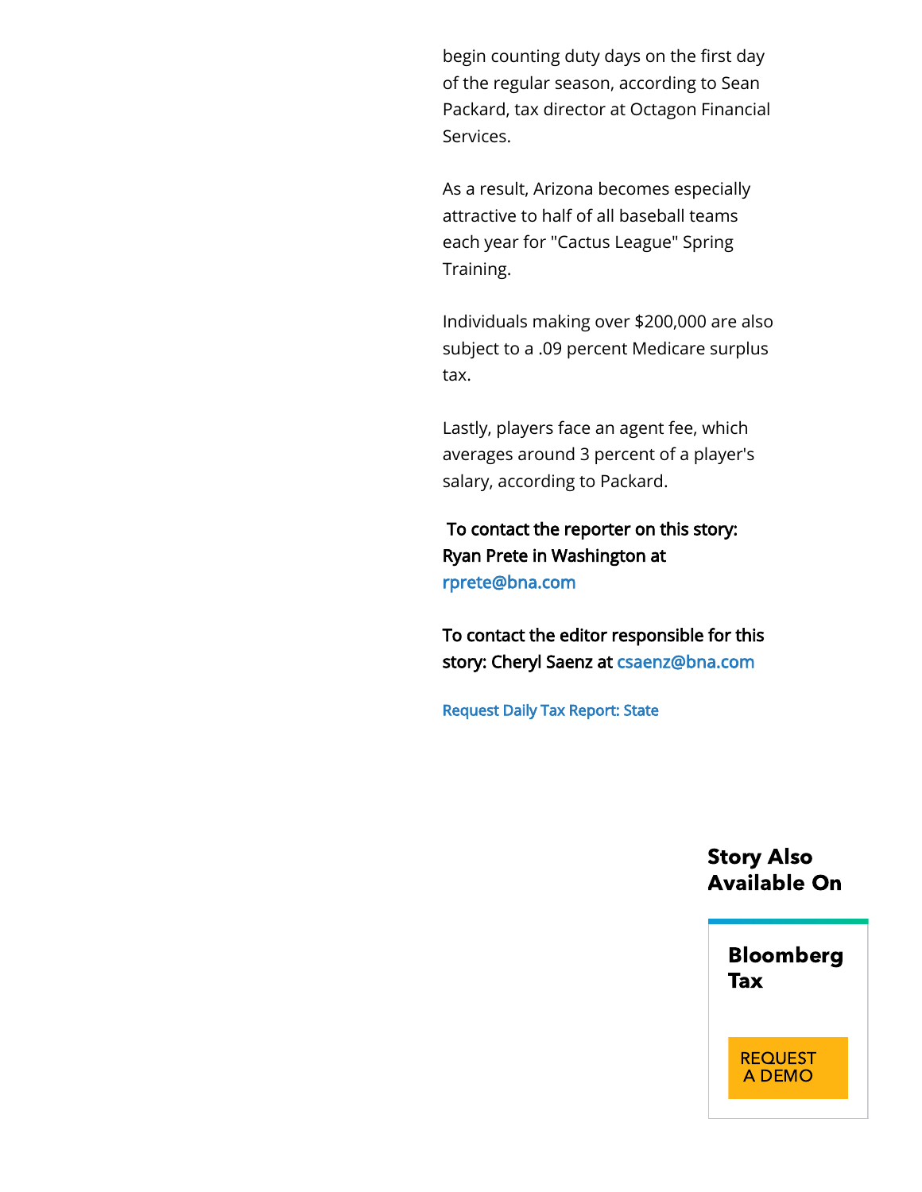begin counting duty days on the first day of the regular season, according to Sean Packard, tax director at Octagon Financial Services.

As a result, Arizona becomes especially attractive to half of all baseball teams each year for "Cactus League" Spring Training.

Individuals making over $200,000 are also subject to a .09 percent Medicare surplus tax.

Lastly, players face an agent fee, which averages around 3 percent of a player's salary, according to Packard.

**To contact the reporter on this story: Ryan Prete in Washington at** rprete@bna.com

**To contact the editor responsible for this story: Cheryl Saenz at** csaenz@bna.com

Request Daily Tax Report: State

**Story Also Available On**

**Bloomberg Tax**

REQUEST A DEMO